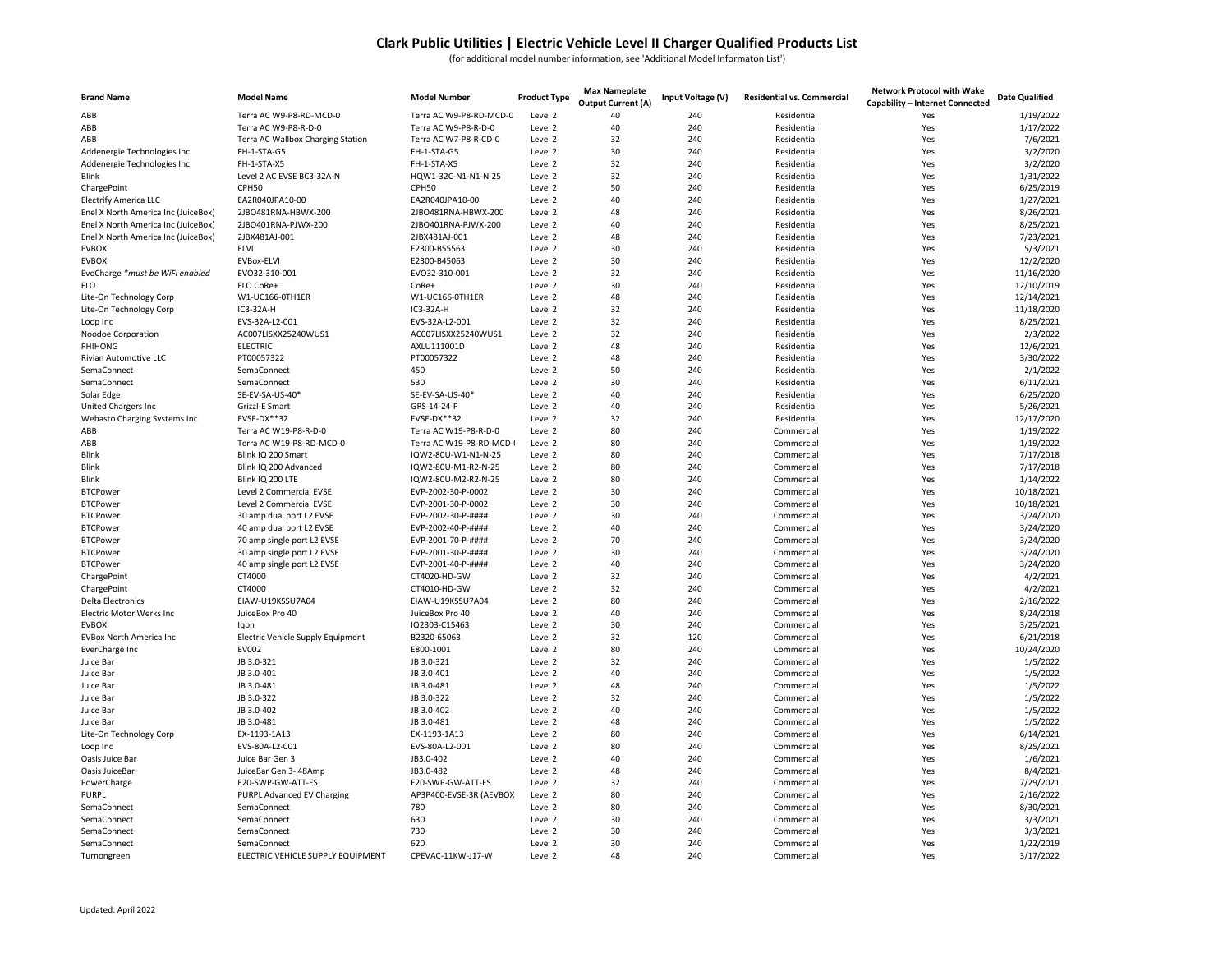# Clark Public Utilities | Electric Vehicle Level II Charger Qualified Products List

(for additional model number information, see 'Additional Model Informaton List')

| Brand Name | Model Name | Model Number | Product Type | Max Nameplate Output Current (A) | Input Voltage (V) | Residential vs. Commercial | Network Protocol with Wake Capability – Internet Connected | Date Qualified |
|---|---|---|---|---|---|---|---|---|
| ABB | Terra AC W9-P8-RD-MCD-0 | Terra AC W9-P8-RD-MCD-0 | Level 2 | 40 | 240 | Residential | Yes | 1/19/2022 |
| ABB | Terra AC W9-P8-R-D-0 | Terra AC W9-P8-R-D-0 | Level 2 | 40 | 240 | Residential | Yes | 1/17/2022 |
| ABB | Terra AC Wallbox Charging Station | Terra AC W7-P8-R-CD-0 | Level 2 | 32 | 240 | Residential | Yes | 7/6/2021 |
| Addenergie Technologies Inc | FH-1-STA-G5 | FH-1-STA-G5 | Level 2 | 30 | 240 | Residential | Yes | 3/2/2020 |
| Addenergie Technologies Inc | FH-1-STA-X5 | FH-1-STA-X5 | Level 2 | 32 | 240 | Residential | Yes | 3/2/2020 |
| Blink | Level 2 AC EVSE BC3-32A-N | HQW1-32C-N1-N1-N-25 | Level 2 | 32 | 240 | Residential | Yes | 1/31/2022 |
| ChargePoint | CPH50 | CPH50 | Level 2 | 50 | 240 | Residential | Yes | 6/25/2019 |
| Electrify America LLC | EA2R040JPA10-00 | EA2R040JPA10-00 | Level 2 | 40 | 240 | Residential | Yes | 1/27/2021 |
| Enel X North America Inc (JuiceBox) | 2JBO481RNA-HBWX-200 | 2JBO481RNA-HBWX-200 | Level 2 | 48 | 240 | Residential | Yes | 8/26/2021 |
| Enel X North America Inc (JuiceBox) | 2JBO401RNA-PJWX-200 | 2JBO401RNA-PJWX-200 | Level 2 | 40 | 240 | Residential | Yes | 8/25/2021 |
| Enel X North America Inc (JuiceBox) | 2JBX481AJ-001 | 2JBX481AJ-001 | Level 2 | 48 | 240 | Residential | Yes | 7/23/2021 |
| EVBOX | ELVI | E2300-B55563 | Level 2 | 30 | 240 | Residential | Yes | 5/3/2021 |
| EVBOX | EVBox-ELVI | E2300-B45063 | Level 2 | 30 | 240 | Residential | Yes | 12/2/2020 |
| EvoCharge *must be WiFi enabled* | EVO32-310-001 | EVO32-310-001 | Level 2 | 32 | 240 | Residential | Yes | 11/16/2020 |
| FLO | FLO CoRe+ | CoRe+ | Level 2 | 30 | 240 | Residential | Yes | 12/10/2019 |
| Lite-On Technology Corp | W1-UC166-0TH1ER | W1-UC166-0TH1ER | Level 2 | 48 | 240 | Residential | Yes | 12/14/2021 |
| Lite-On Technology Corp | IC3-32A-H | IC3-32A-H | Level 2 | 32 | 240 | Residential | Yes | 11/18/2020 |
| Loop Inc | EVS-32A-L2-001 | EVS-32A-L2-001 | Level 2 | 32 | 240 | Residential | Yes | 8/25/2021 |
| Noodoe Corporation | AC007LISXX25240WUS1 | AC007LISXX25240WUS1 | Level 2 | 32 | 240 | Residential | Yes | 2/3/2022 |
| PHIHONG | ELECTRIC | AXLU111001D | Level 2 | 48 | 240 | Residential | Yes | 12/6/2021 |
| Rivian Automotive LLC | PT00057322 | PT00057322 | Level 2 | 48 | 240 | Residential | Yes | 3/30/2022 |
| SemaConnect | SemaConnect | 450 | Level 2 | 50 | 240 | Residential | Yes | 2/1/2022 |
| SemaConnect | SemaConnect | 530 | Level 2 | 30 | 240 | Residential | Yes | 6/11/2021 |
| Solar Edge | SE-EV-SA-US-40* | SE-EV-SA-US-40* | Level 2 | 40 | 240 | Residential | Yes | 6/25/2020 |
| United Chargers Inc | Grizzl-E Smart | GRS-14-24-P | Level 2 | 40 | 240 | Residential | Yes | 5/26/2021 |
| Webasto Charging Systems Inc | EVSE-DX**32 | EVSE-DX**32 | Level 2 | 32 | 240 | Residential | Yes | 12/17/2020 |
| ABB | Terra AC W19-P8-R-D-0 | Terra AC W19-P8-R-D-0 | Level 2 | 80 | 240 | Commercial | Yes | 1/19/2022 |
| ABB | Terra AC W19-P8-RD-MCD-0 | Terra AC W19-P8-RD-MCD-( | Level 2 | 80 | 240 | Commercial | Yes | 1/19/2022 |
| Blink | Blink IQ 200 Smart | IQW2-80U-W1-N1-N-25 | Level 2 | 80 | 240 | Commercial | Yes | 7/17/2018 |
| Blink | Blink IQ 200 Advanced | IQW2-80U-M1-R2-N-25 | Level 2 | 80 | 240 | Commercial | Yes | 7/17/2018 |
| Blink | Blink IQ 200 LTE | IQW2-80U-M2-R2-N-25 | Level 2 | 80 | 240 | Commercial | Yes | 1/14/2022 |
| BTCPower | Level 2 Commercial EVSE | EVP-2002-30-P-0002 | Level 2 | 30 | 240 | Commercial | Yes | 10/18/2021 |
| BTCPower | Level 2 Commercial EVSE | EVP-2001-30-P-0002 | Level 2 | 30 | 240 | Commercial | Yes | 10/18/2021 |
| BTCPower | 30 amp dual port L2 EVSE | EVP-2002-30-P-#### | Level 2 | 30 | 240 | Commercial | Yes | 3/24/2020 |
| BTCPower | 40 amp dual port L2 EVSE | EVP-2002-40-P-#### | Level 2 | 40 | 240 | Commercial | Yes | 3/24/2020 |
| BTCPower | 70 amp single port L2 EVSE | EVP-2001-70-P-#### | Level 2 | 70 | 240 | Commercial | Yes | 3/24/2020 |
| BTCPower | 30 amp single port L2 EVSE | EVP-2001-30-P-#### | Level 2 | 30 | 240 | Commercial | Yes | 3/24/2020 |
| BTCPower | 40 amp single port L2 EVSE | EVP-2001-40-P-#### | Level 2 | 40 | 240 | Commercial | Yes | 3/24/2020 |
| ChargePoint | CT4000 | CT4020-HD-GW | Level 2 | 32 | 240 | Commercial | Yes | 4/2/2021 |
| ChargePoint | CT4000 | CT4010-HD-GW | Level 2 | 32 | 240 | Commercial | Yes | 4/2/2021 |
| Delta Electronics | EIAW-U19KSSU7A04 | EIAW-U19KSSU7A04 | Level 2 | 80 | 240 | Commercial | Yes | 2/16/2022 |
| Electric Motor Werks Inc | JuiceBox Pro 40 | JuiceBox Pro 40 | Level 2 | 40 | 240 | Commercial | Yes | 8/24/2018 |
| EVBOX | Iqon | IQ2303-C15463 | Level 2 | 30 | 240 | Commercial | Yes | 3/25/2021 |
| EVBox North America Inc | Electric Vehicle Supply Equipment | B2320-65063 | Level 2 | 32 | 120 | Commercial | Yes | 6/21/2018 |
| EverCharge Inc | EV002 | E800-1001 | Level 2 | 80 | 240 | Commercial | Yes | 10/24/2020 |
| Juice Bar | JB 3.0-321 | JB 3.0-321 | Level 2 | 32 | 240 | Commercial | Yes | 1/5/2022 |
| Juice Bar | JB 3.0-401 | JB 3.0-401 | Level 2 | 40 | 240 | Commercial | Yes | 1/5/2022 |
| Juice Bar | JB 3.0-481 | JB 3.0-481 | Level 2 | 48 | 240 | Commercial | Yes | 1/5/2022 |
| Juice Bar | JB 3.0-322 | JB 3.0-322 | Level 2 | 32 | 240 | Commercial | Yes | 1/5/2022 |
| Juice Bar | JB 3.0-402 | JB 3.0-402 | Level 2 | 40 | 240 | Commercial | Yes | 1/5/2022 |
| Juice Bar | JB 3.0-481 | JB 3.0-481 | Level 2 | 48 | 240 | Commercial | Yes | 1/5/2022 |
| Lite-On Technology Corp | EX-1193-1A13 | EX-1193-1A13 | Level 2 | 80 | 240 | Commercial | Yes | 6/14/2021 |
| Loop Inc | EVS-80A-L2-001 | EVS-80A-L2-001 | Level 2 | 80 | 240 | Commercial | Yes | 8/25/2021 |
| Oasis Juice Bar | Juice Bar Gen 3 | JB3.0-402 | Level 2 | 40 | 240 | Commercial | Yes | 1/6/2021 |
| Oasis JuiceBar | JuiceBar Gen 3- 48Amp | JB3.0-482 | Level 2 | 48 | 240 | Commercial | Yes | 8/4/2021 |
| PowerCharge | E20-SWP-GW-ATT-ES | E20-SWP-GW-ATT-ES | Level 2 | 32 | 240 | Commercial | Yes | 7/29/2021 |
| PURPL | PURPL Advanced EV Charging | AP3P400-EVSE-3R (AEVBOX | Level 2 | 80 | 240 | Commercial | Yes | 2/16/2022 |
| SemaConnect | SemaConnect | 780 | Level 2 | 80 | 240 | Commercial | Yes | 8/30/2021 |
| SemaConnect | SemaConnect | 630 | Level 2 | 30 | 240 | Commercial | Yes | 3/3/2021 |
| SemaConnect | SemaConnect | 730 | Level 2 | 30 | 240 | Commercial | Yes | 3/3/2021 |
| SemaConnect | SemaConnect | 620 | Level 2 | 30 | 240 | Commercial | Yes | 1/22/2019 |
| Turnongreen | ELECTRIC VEHICLE SUPPLY EQUIPMENT | CPEVAC-11KW-J17-W | Level 2 | 48 | 240 | Commercial | Yes | 3/17/2022 |

Updated: April 2022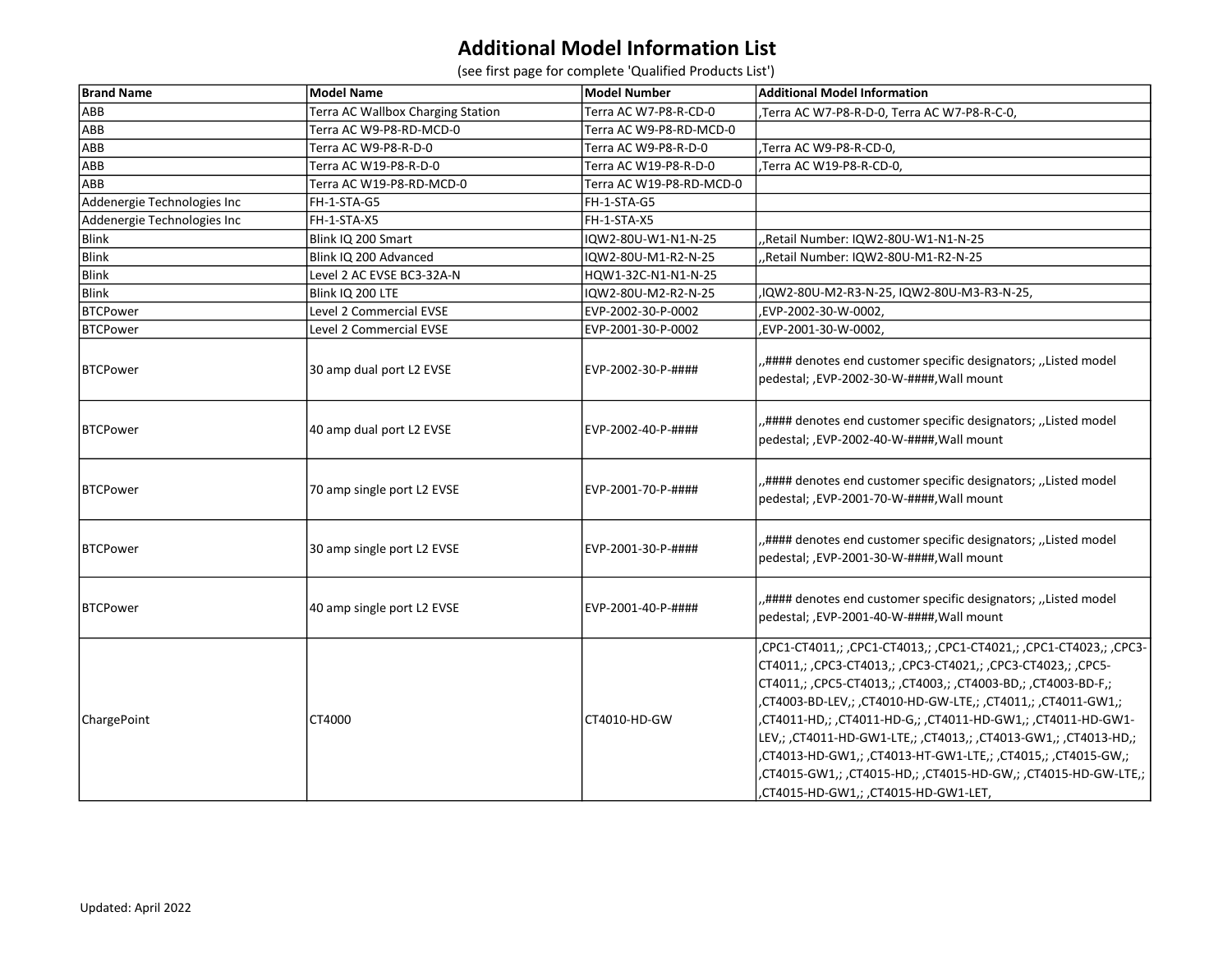# Additional Model Information List

(see first page for complete 'Qualified Products List')

| Brand Name | Model Name | Model Number | Additional Model Information |
|---|---|---|---|
| ABB | Terra AC Wallbox Charging Station | Terra AC W7-P8-R-CD-0 | ,Terra AC W7-P8-R-D-0, Terra AC W7-P8-R-C-0, |
| ABB | Terra AC W9-P8-RD-MCD-0 | Terra AC W9-P8-RD-MCD-0 | |
| ABB | Terra AC W9-P8-R-D-0 | Terra AC W9-P8-R-D-0 | ,Terra AC W9-P8-R-CD-0, |
| ABB | Terra AC W19-P8-R-D-0 | Terra AC W19-P8-R-D-0 | ,Terra AC W19-P8-R-CD-0, |
| ABB | Terra AC W19-P8-RD-MCD-0 | Terra AC W19-P8-RD-MCD-0 | |
| Addenergie Technologies Inc | FH-1-STA-G5 | FH-1-STA-G5 | |
| Addenergie Technologies Inc | FH-1-STA-X5 | FH-1-STA-X5 | |
| Blink | Blink IQ 200 Smart | IQW2-80U-W1-N1-N-25 | ,,Retail Number: IQW2-80U-W1-N1-N-25 |
| Blink | Blink IQ 200 Advanced | IQW2-80U-M1-R2-N-25 | ,,Retail Number: IQW2-80U-M1-R2-N-25 |
| Blink | Level 2 AC EVSE BC3-32A-N | HQW1-32C-N1-N1-N-25 | |
| Blink | Blink IQ 200 LTE | IQW2-80U-M2-R2-N-25 | ,IQW2-80U-M2-R3-N-25, IQW2-80U-M3-R3-N-25, |
| BTCPower | Level 2 Commercial EVSE | EVP-2002-30-P-0002 | ,EVP-2002-30-W-0002, |
| BTCPower | Level 2 Commercial EVSE | EVP-2001-30-P-0002 | ,EVP-2001-30-W-0002, |
| BTCPower | 30 amp dual port L2 EVSE | EVP-2002-30-P-#### | ,,#### denotes end customer specific designators; ,,Listed model pedestal; ,EVP-2002-30-W-####,Wall mount |
| BTCPower | 40 amp dual port L2 EVSE | EVP-2002-40-P-#### | ,,#### denotes end customer specific designators; ,,Listed model pedestal; ,EVP-2002-40-W-####,Wall mount |
| BTCPower | 70 amp single port L2 EVSE | EVP-2001-70-P-#### | ,,#### denotes end customer specific designators; ,,Listed model pedestal; ,EVP-2001-70-W-####,Wall mount |
| BTCPower | 30 amp single port L2 EVSE | EVP-2001-30-P-#### | ,,#### denotes end customer specific designators; ,,Listed model pedestal; ,EVP-2001-30-W-####,Wall mount |
| BTCPower | 40 amp single port L2 EVSE | EVP-2001-40-P-#### | ,,#### denotes end customer specific designators; ,,Listed model pedestal; ,EVP-2001-40-W-####,Wall mount |
| ChargePoint | CT4000 | CT4010-HD-GW | ,CPC1-CT4011,; ,CPC1-CT4013,; ,CPC1-CT4021,; ,CPC1-CT4023,; ,CPC3-CT4011,; ,CPC3-CT4013,; ,CPC3-CT4021,; ,CPC3-CT4023,; ,CPC5-CT4011,; ,CPC5-CT4013,; ,CT4003,; ,CT4003-BD,; ,CT4003-BD-F,; ,CT4003-BD-LEV,; ,CT4010-HD-GW-LTE,; ,CT4011,; ,CT4011-GW1,; ,CT4011-HD,; ,CT4011-HD-G,; ,CT4011-HD-GW1,; ,CT4011-HD-GW1-LEV,; ,CT4011-HD-GW1-LTE,; ,CT4013,; ,CT4013-GW1,; ,CT4013-HD,; ,CT4013-HD-GW1,; ,CT4013-HT-GW1-LTE,; ,CT4015,; ,CT4015-GW,; ,CT4015-GW1,; ,CT4015-HD,; ,CT4015-HD-GW,; ,CT4015-HD-GW-LTE,; ,CT4015-HD-GW1,; ,CT4015-HD-GW1-LET, |

Updated: April 2022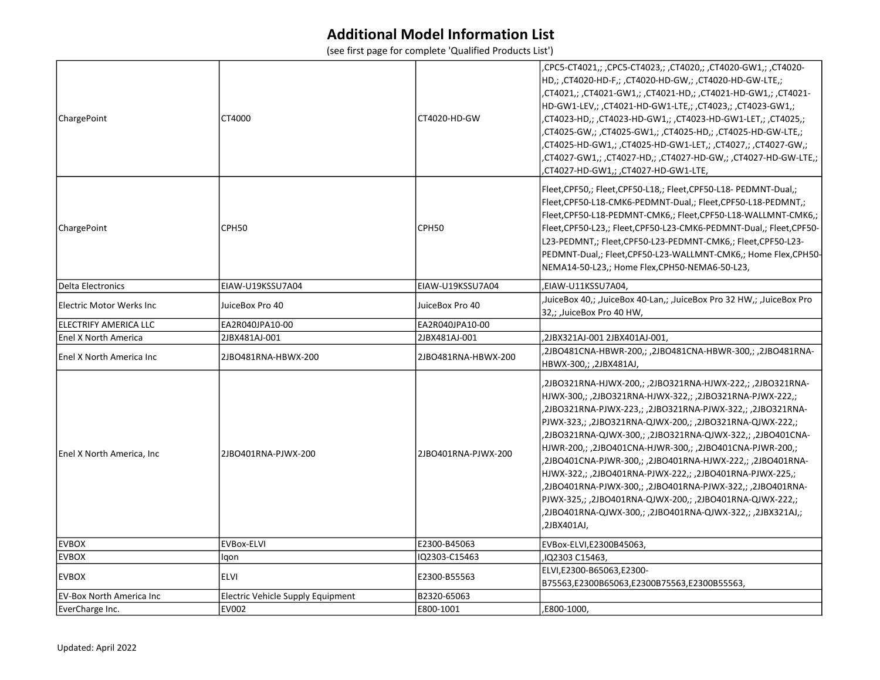# Additional Model Information List

(see first page for complete 'Qualified Products List')

| | | | |
|---|---|---|---|
| ChargePoint | CT4000 | CT4020-HD-GW | ,CPC5-CT4021,; ,CPC5-CT4023,; ,CT4020,; ,CT4020-GW1,; ,CT4020-HD,; ,CT4020-HD-F,; ,CT4020-HD-GW,; ,CT4020-HD-GW-LTE,; ,CT4021,; ,CT4021-GW1,; ,CT4021-HD,; ,CT4021-HD-GW1,; ,CT4021-HD-GW1-LEV,; ,CT4021-HD-GW1-LTE,; ,CT4023,; ,CT4023-GW1,; ,CT4023-HD,; ,CT4023-HD-GW1,; ,CT4023-HD-GW1-LET,; ,CT4025,; ,CT4025-GW,; ,CT4025-GW1,; ,CT4025-HD,; ,CT4025-HD-GW-LTE,; ,CT4025-HD-GW1,; ,CT4025-HD-GW1-LET,; ,CT4027,; ,CT4027-GW,; ,CT4027-GW1,; ,CT4027-HD,; ,CT4027-HD-GW,; ,CT4027-HD-GW-LTE,; ,CT4027-HD-GW1,; ,CT4027-HD-GW1-LTE, |
| ChargePoint | CPH50 | CPH50 | Fleet,CPF50,; Fleet,CPF50-L18,; Fleet,CPF50-L18- PEDMNT-Dual,; Fleet,CPF50-L18-CMK6-PEDMNT-Dual,; Fleet,CPF50-L18-PEDMNT,; Fleet,CPF50-L18-PEDMNT-CMK6,; Fleet,CPF50-L18-WALLMNT-CMK6,; Fleet,CPF50-L23,; Fleet,CPF50-L23-CMK6-PEDMNT-Dual,; Fleet,CPF50-L23-PEDMNT,; Fleet,CPF50-L23-PEDMNT-CMK6,; Fleet,CPF50-L23-PEDMNT-Dual,; Fleet,CPF50-L23-WALLMNT-CMK6,; Home Flex,CPH50-NEMA14-50-L23,; Home Flex,CPH50-NEMA6-50-L23, |
| Delta Electronics | EIAW-U19KSSU7A04 | EIAW-U19KSSU7A04 | ,EIAW-U11KSSU7A04, |
| Electric Motor Werks Inc | JuiceBox Pro 40 | JuiceBox Pro 40 | ,JuiceBox 40,; ,JuiceBox 40-Lan,; ,JuiceBox Pro 32 HW,; ,JuiceBox Pro 32,; ,JuiceBox Pro 40 HW, |
| ELECTRIFY AMERICA LLC | EA2R040JPA10-00 | EA2R040JPA10-00 | |
| Enel X North America | 2JBX481AJ-001 | 2JBX481AJ-001 | ,2JBX321AJ-001 2JBX401AJ-001, |
| Enel X North America Inc | 2JBO481RNA-HBWX-200 | 2JBO481RNA-HBWX-200 | ,2JBO481CNA-HBWR-200,; ,2JBO481CNA-HBWR-300,; ,2JBO481RNA-HBWX-300,; ,2JBX481AJ, |
| Enel X North America, Inc | 2JBO401RNA-PJWX-200 | 2JBO401RNA-PJWX-200 | ,2JBO321RNA-HJWX-200,; ,2JBO321RNA-HJWX-222,; ,2JBO321RNA-HJWX-300,; ,2JBO321RNA-HJWX-322,; ,2JBO321RNA-PJWX-222,; ,2JBO321RNA-PJWX-223,; ,2JBO321RNA-PJWX-322,; ,2JBO321RNA-PJWX-323,; ,2JBO321RNA-QJWX-200,; ,2JBO321RNA-QJWX-222,; ,2JBO321RNA-QJWX-300,; ,2JBO321RNA-QJWX-322,; ,2JBO401CNA-HJWR-200,; ,2JBO401CNA-HJWR-300,; ,2JBO401CNA-PJWR-200,; ,2JBO401CNA-PJWR-300,; ,2JBO401RNA-HJWX-222,; ,2JBO401RNA-HJWX-322,; ,2JBO401RNA-PJWX-222,; ,2JBO401RNA-PJWX-225,; ,2JBO401RNA-PJWX-300,; ,2JBO401RNA-PJWX-322,; ,2JBO401RNA-PJWX-325,; ,2JBO401RNA-QJWX-200,; ,2JBO401RNA-QJWX-222,; ,2JBO401RNA-QJWX-300,; ,2JBO401RNA-QJWX-322,; ,2JBX321AJ,; ,2JBX401AJ, |
| EVBOX | EVBox-ELVI | E2300-B45063 | EVBox-ELVI,E2300B45063, |
| EVBOX | Iqon | IQ2303-C15463 | ,IQ2303 C15463, |
| EVBOX | ELVI | E2300-B55563 | ELVI,E2300-B65063,E2300-B75563,E2300B65063,E2300B75563,E2300B55563, |
| EV-Box North America Inc | Electric Vehicle Supply Equipment | B2320-65063 | |
| EverCharge Inc. | EV002 | E800-1001 | ,E800-1000, |

Updated: April 2022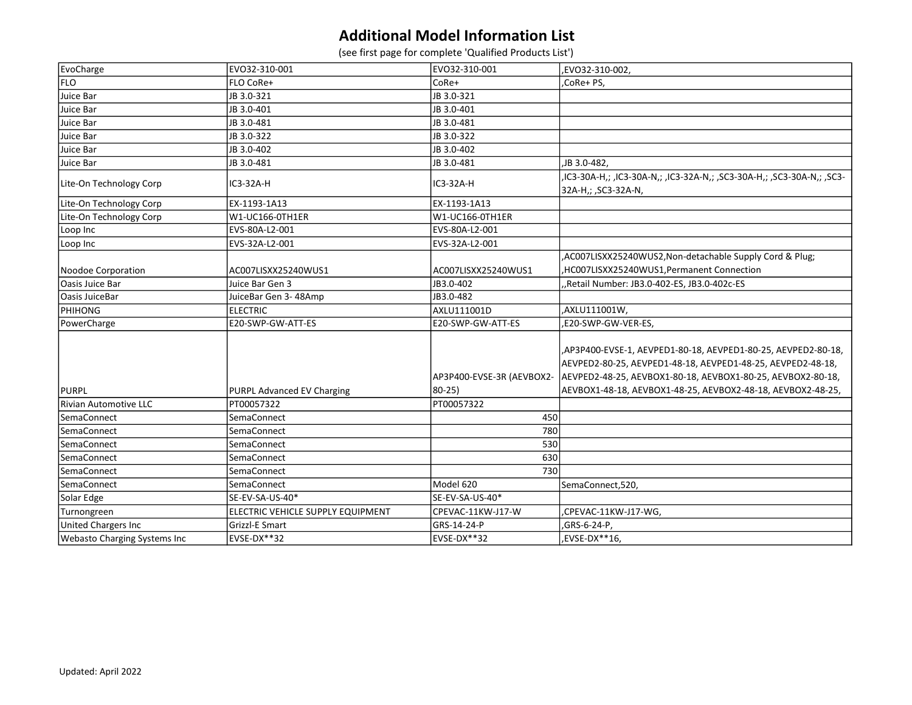# Additional Model Information List

(see first page for complete 'Qualified Products List')

| | | | |
|---|---|---|---|
| EvoCharge | EVO32-310-001 | EVO32-310-001 | ,EVO32-310-002, |
| FLO | FLO CoRe+ | CoRe+ | ,CoRe+ PS, |
| Juice Bar | JB 3.0-321 | JB 3.0-321 | |
| Juice Bar | JB 3.0-401 | JB 3.0-401 | |
| Juice Bar | JB 3.0-481 | JB 3.0-481 | |
| Juice Bar | JB 3.0-322 | JB 3.0-322 | |
| Juice Bar | JB 3.0-402 | JB 3.0-402 | |
| Juice Bar | JB 3.0-481 | JB 3.0-481 | ,JB 3.0-482, |
| Lite-On Technology Corp | IC3-32A-H | IC3-32A-H | ,IC3-30A-H,; ,IC3-30A-N,; ,IC3-32A-N,; ,SC3-30A-H,; ,SC3-30A-N,; ,SC3-32A-H,; ,SC3-32A-N, |
| Lite-On Technology Corp | EX-1193-1A13 | EX-1193-1A13 | |
| Lite-On Technology Corp | W1-UC166-0TH1ER | W1-UC166-0TH1ER | |
| Loop Inc | EVS-80A-L2-001 | EVS-80A-L2-001 | |
| Loop Inc | EVS-32A-L2-001 | EVS-32A-L2-001 | |
| Noodoe Corporation | AC007LISXX25240WUS1 | AC007LISXX25240WUS1 | ,AC007LISXX25240WUS2,Non-detachable Supply Cord & Plug; ,HC007LISXX25240WUS1,Permanent Connection |
| Oasis Juice Bar | Juice Bar Gen 3 | JB3.0-402 | ,,Retail Number: JB3.0-402-ES, JB3.0-402c-ES |
| Oasis JuiceBar | JuiceBar Gen 3- 48Amp | JB3.0-482 | |
| PHIHONG | ELECTRIC | AXLU111001D | ,AXLU111001W, |
| PowerCharge | E20-SWP-GW-ATT-ES | E20-SWP-GW-ATT-ES | ,E20-SWP-GW-VER-ES, |
| PURPL | PURPL Advanced EV Charging | AP3P400-EVSE-3R (AEVBOX2-80-25) | ,AP3P400-EVSE-1, AEVPED1-80-18, AEVPED1-80-25, AEVPED2-80-18, AEVPED2-80-25, AEVPED1-48-18, AEVPED1-48-25, AEVPED2-48-18, AEVPED2-48-25, AEVBOX1-80-18, AEVBOX1-80-25, AEVBOX2-80-18, AEVBOX1-48-18, AEVBOX1-48-25, AEVBOX2-48-18, AEVBOX2-48-25, |
| Rivian Automotive LLC | PT00057322 | PT00057322 | |
| SemaConnect | SemaConnect | 450 | |
| SemaConnect | SemaConnect | 780 | |
| SemaConnect | SemaConnect | 530 | |
| SemaConnect | SemaConnect | 630 | |
| SemaConnect | SemaConnect | 730 | |
| SemaConnect | SemaConnect | Model 620 | SemaConnect,520, |
| Solar Edge | SE-EV-SA-US-40* | SE-EV-SA-US-40* | |
| Turnongreen | ELECTRIC VEHICLE SUPPLY EQUIPMENT | CPEVAC-11KW-J17-W | ,CPEVAC-11KW-J17-WG, |
| United Chargers Inc | Grizzl-E Smart | GRS-14-24-P | ,GRS-6-24-P, |
| Webasto Charging Systems Inc | EVSE-DX**32 | EVSE-DX**32 | ,EVSE-DX**16, |

Updated: April 2022